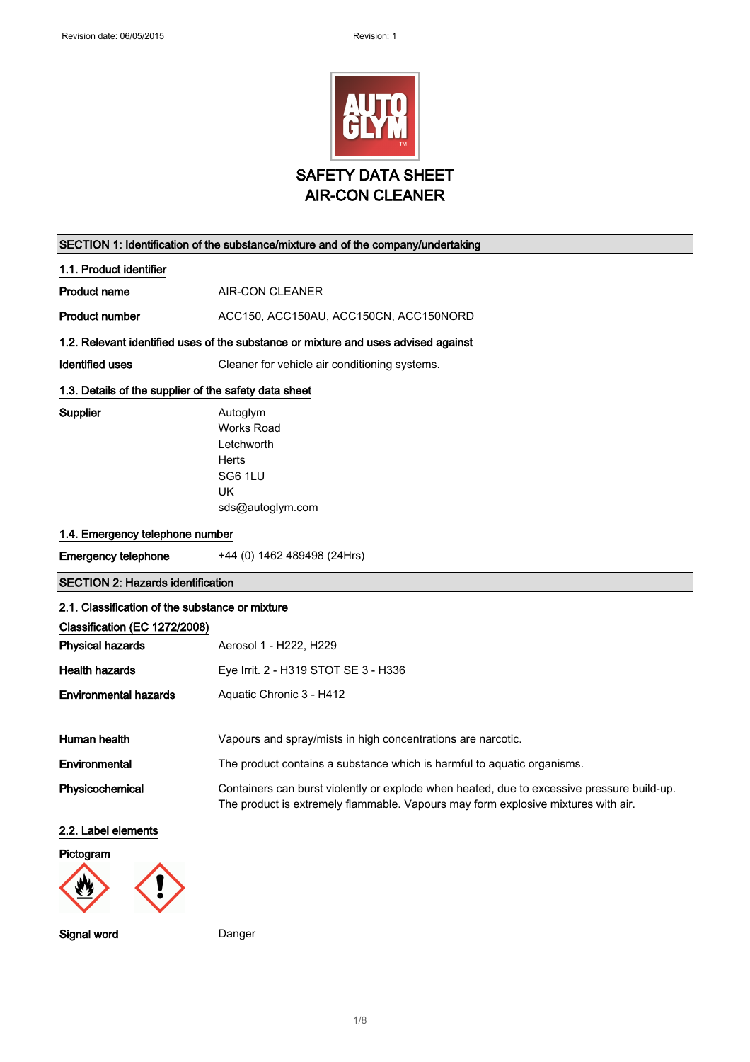Revision date: 06/05/2015 Revision: 1

# SAFETY DATA SHEET
# AIR-CON CLEANER

## SECTION 1: Identification of the substance/mixture and of the company/undertaking

### 1.1. Product identifier

**Product name** AIR-CON CLEANER

**Product number** ACC150, ACC150AU, ACC150CN, ACC150NORD

### 1.2. Relevant identified uses of the substance or mixture and uses advised against

**Identified uses** Cleaner for vehicle air conditioning systems.

### 1.3. Details of the supplier of the safety data sheet

**Supplier**
Autoglym
Works Road
Letchworth
Herts
SG6 1LU
UK
sds@autoglym.com

### 1.4. Emergency telephone number

**Emergency telephone** +44 (0) 1462 489498 (24Hrs)

## SECTION 2: Hazards identification

### 2.1. Classification of the substance or mixture

**Classification (EC 1272/2008)**

**Physical hazards** Aerosol 1 - H222, H229

**Health hazards** Eye Irrit. 2 - H319 STOT SE 3 - H336

**Environmental hazards** Aquatic Chronic 3 - H412

**Human health** Vapours and spray/mists in high concentrations are narcotic.

**Environmental** The product contains a substance which is harmful to aquatic organisms.

**Physicochemical** Containers can burst violently or explode when heated, due to excessive pressure build-up. The product is extremely flammable. Vapours may form explosive mixtures with air.

### 2.2. Label elements

**Pictogram**

**Signal word** Danger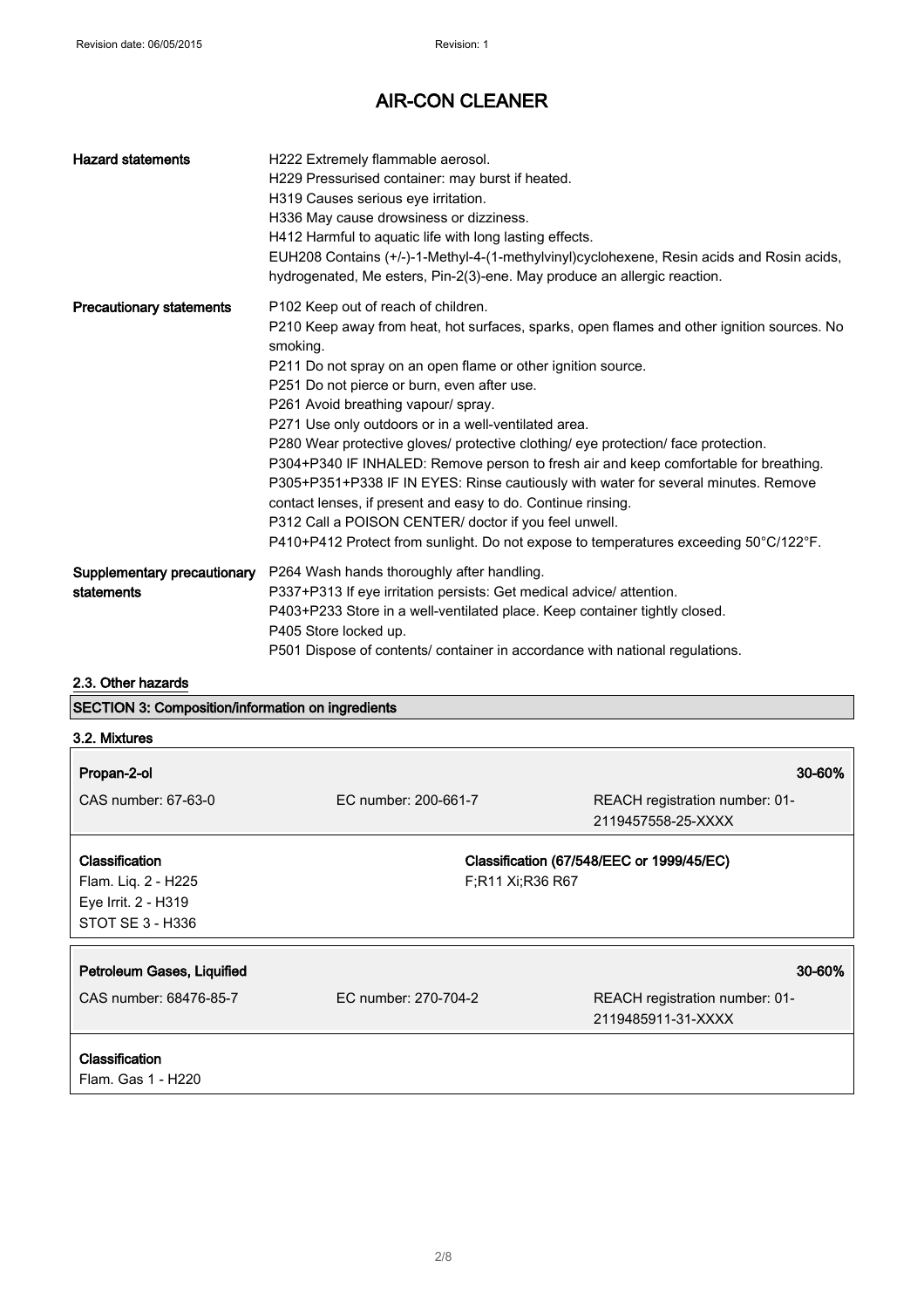# AIR-CON CLEANER

| | |
|---|---|
| **Hazard statements** | H222 Extremely flammable aerosol.<br>H229 Pressurised container: may burst if heated.<br>H319 Causes serious eye irritation.<br>H336 May cause drowsiness or dizziness.<br>H412 Harmful to aquatic life with long lasting effects.<br>EUH208 Contains (+/-)-1-Methyl-4-(1-methylvinyl)cyclohexene, Resin acids and Rosin acids, hydrogenated, Me esters, Pin-2(3)-ene. May produce an allergic reaction. |
| **Precautionary statements** | P102 Keep out of reach of children.<br>P210 Keep away from heat, hot surfaces, sparks, open flames and other ignition sources. No smoking.<br>P211 Do not spray on an open flame or other ignition source.<br>P251 Do not pierce or burn, even after use.<br>P261 Avoid breathing vapour/ spray.<br>P271 Use only outdoors or in a well-ventilated area.<br>P280 Wear protective gloves/ protective clothing/ eye protection/ face protection.<br>P304+P340 IF INHALED: Remove person to fresh air and keep comfortable for breathing.<br>P305+P351+P338 IF IN EYES: Rinse cautiously with water for several minutes. Remove contact lenses, if present and easy to do. Continue rinsing.<br>P312 Call a POISON CENTER/ doctor if you feel unwell.<br>P410+P412 Protect from sunlight. Do not expose to temperatures exceeding 50°C/122°F. |
| **Supplementary precautionary statements** | P264 Wash hands thoroughly after handling.<br>P337+P313 If eye irritation persists: Get medical advice/ attention.<br>P403+P233 Store in a well-ventilated place. Keep container tightly closed.<br>P405 Store locked up.<br>P501 Dispose of contents/ container in accordance with national regulations. |

### 2.3. Other hazards

## SECTION 3: Composition/information on ingredients

### 3.2. Mixtures

**Propan-2-ol** 30-60%

| | | |
|---|---|---|
| CAS number: 67-63-0 | EC number: 200-661-7 | REACH registration number: 01-2119457558-25-XXXX |

**Classification**
Flam. Liq. 2 - H225
Eye Irrit. 2 - H319
STOT SE 3 - H336

**Classification (67/548/EEC or 1999/45/EC)**
F;R11 Xi;R36 R67

**Petroleum Gases, Liquified** 30-60%

| | | |
|---|---|---|
| CAS number: 68476-85-7 | EC number: 270-704-2 | REACH registration number: 01-2119485911-31-XXXX |

**Classification**
Flam. Gas 1 - H220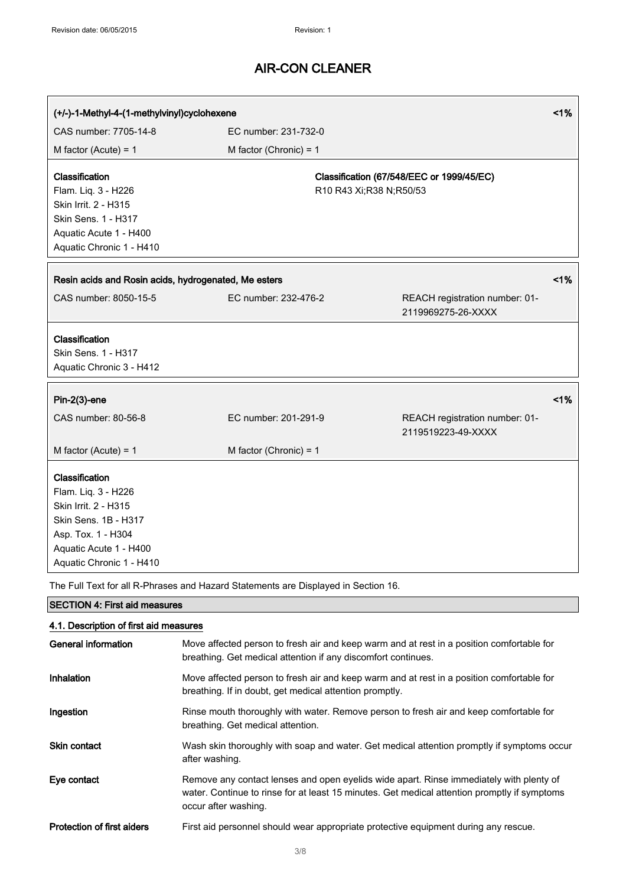# AIR-CON CLEANER

| (+/-)-1-Methyl-4-(1-methylvinyl)cyclohexene | | <1% |
|---|---|---|
| CAS number: 7705-14-8 | EC number: 231-732-0 | |
| M factor (Acute) = 1 | M factor (Chronic) = 1 | |

| Classification | Classification (67/548/EEC or 1999/45/EC) |
|---|---|
| Flam. Liq. 3 - H226<br>Skin Irrit. 2 - H315<br>Skin Sens. 1 - H317<br>Aquatic Acute 1 - H400<br>Aquatic Chronic 1 - H410 | R10 R43 Xi;R38 N;R50/53 |

| Resin acids and Rosin acids, hydrogenated, Me esters | | <1% |
|---|---|---|
| CAS number: 8050-15-5 | EC number: 232-476-2 | REACH registration number: 01-2119969275-26-XXXX |

**Classification**
Skin Sens. 1 - H317
Aquatic Chronic 3 - H412

| Pin-2(3)-ene | | <1% |
|---|---|---|
| CAS number: 80-56-8 | EC number: 201-291-9 | REACH registration number: 01-2119519223-49-XXXX |
| M factor (Acute) = 1 | M factor (Chronic) = 1 | |

**Classification**
Flam. Liq. 3 - H226
Skin Irrit. 2 - H315
Skin Sens. 1B - H317
Asp. Tox. 1 - H304
Aquatic Acute 1 - H400
Aquatic Chronic 1 - H410

The Full Text for all R-Phrases and Hazard Statements are Displayed in Section 16.

## SECTION 4: First aid measures

### 4.1. Description of first aid measures

| | |
|---|---|
| **General information** | Move affected person to fresh air and keep warm and at rest in a position comfortable for breathing. Get medical attention if any discomfort continues. |
| **Inhalation** | Move affected person to fresh air and keep warm and at rest in a position comfortable for breathing. If in doubt, get medical attention promptly. |
| **Ingestion** | Rinse mouth thoroughly with water. Remove person to fresh air and keep comfortable for breathing. Get medical attention. |
| **Skin contact** | Wash skin thoroughly with soap and water. Get medical attention promptly if symptoms occur after washing. |
| **Eye contact** | Remove any contact lenses and open eyelids wide apart. Rinse immediately with plenty of water. Continue to rinse for at least 15 minutes. Get medical attention promptly if symptoms occur after washing. |
| **Protection of first aiders** | First aid personnel should wear appropriate protective equipment during any rescue. |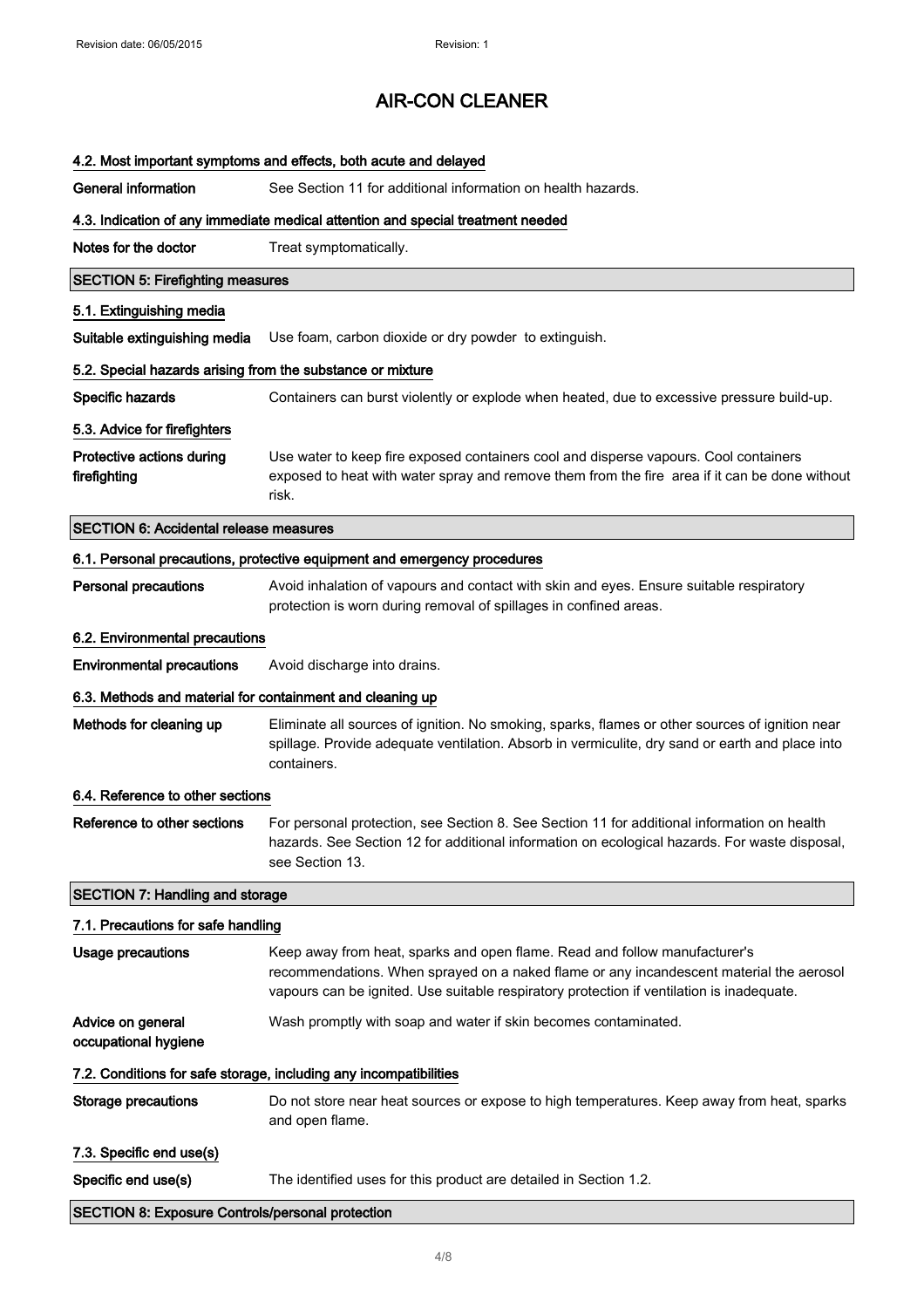# AIR-CON CLEANER

### 4.2. Most important symptoms and effects, both acute and delayed

**General information** See Section 11 for additional information on health hazards.

### 4.3. Indication of any immediate medical attention and special treatment needed

**Notes for the doctor** Treat symptomatically.

## SECTION 5: Firefighting measures

### 5.1. Extinguishing media

**Suitable extinguishing media** Use foam, carbon dioxide or dry powder to extinguish.

### 5.2. Special hazards arising from the substance or mixture

**Specific hazards** Containers can burst violently or explode when heated, due to excessive pressure build-up.

### 5.3. Advice for firefighters

**Protective actions during firefighting** Use water to keep fire exposed containers cool and disperse vapours. Cool containers exposed to heat with water spray and remove them from the fire area if it can be done without risk.

## SECTION 6: Accidental release measures

### 6.1. Personal precautions, protective equipment and emergency procedures

**Personal precautions** Avoid inhalation of vapours and contact with skin and eyes. Ensure suitable respiratory protection is worn during removal of spillages in confined areas.

### 6.2. Environmental precautions

**Environmental precautions** Avoid discharge into drains.

### 6.3. Methods and material for containment and cleaning up

**Methods for cleaning up** Eliminate all sources of ignition. No smoking, sparks, flames or other sources of ignition near spillage. Provide adequate ventilation. Absorb in vermiculite, dry sand or earth and place into containers.

### 6.4. Reference to other sections

**Reference to other sections** For personal protection, see Section 8. See Section 11 for additional information on health hazards. See Section 12 for additional information on ecological hazards. For waste disposal, see Section 13.

## SECTION 7: Handling and storage

### 7.1. Precautions for safe handling

**Usage precautions** Keep away from heat, sparks and open flame. Read and follow manufacturer's recommendations. When sprayed on a naked flame or any incandescent material the aerosol vapours can be ignited. Use suitable respiratory protection if ventilation is inadequate.

**Advice on general occupational hygiene** Wash promptly with soap and water if skin becomes contaminated.

### 7.2. Conditions for safe storage, including any incompatibilities

**Storage precautions** Do not store near heat sources or expose to high temperatures. Keep away from heat, sparks and open flame.

### 7.3. Specific end use(s)

**Specific end use(s)** The identified uses for this product are detailed in Section 1.2.

## SECTION 8: Exposure Controls/personal protection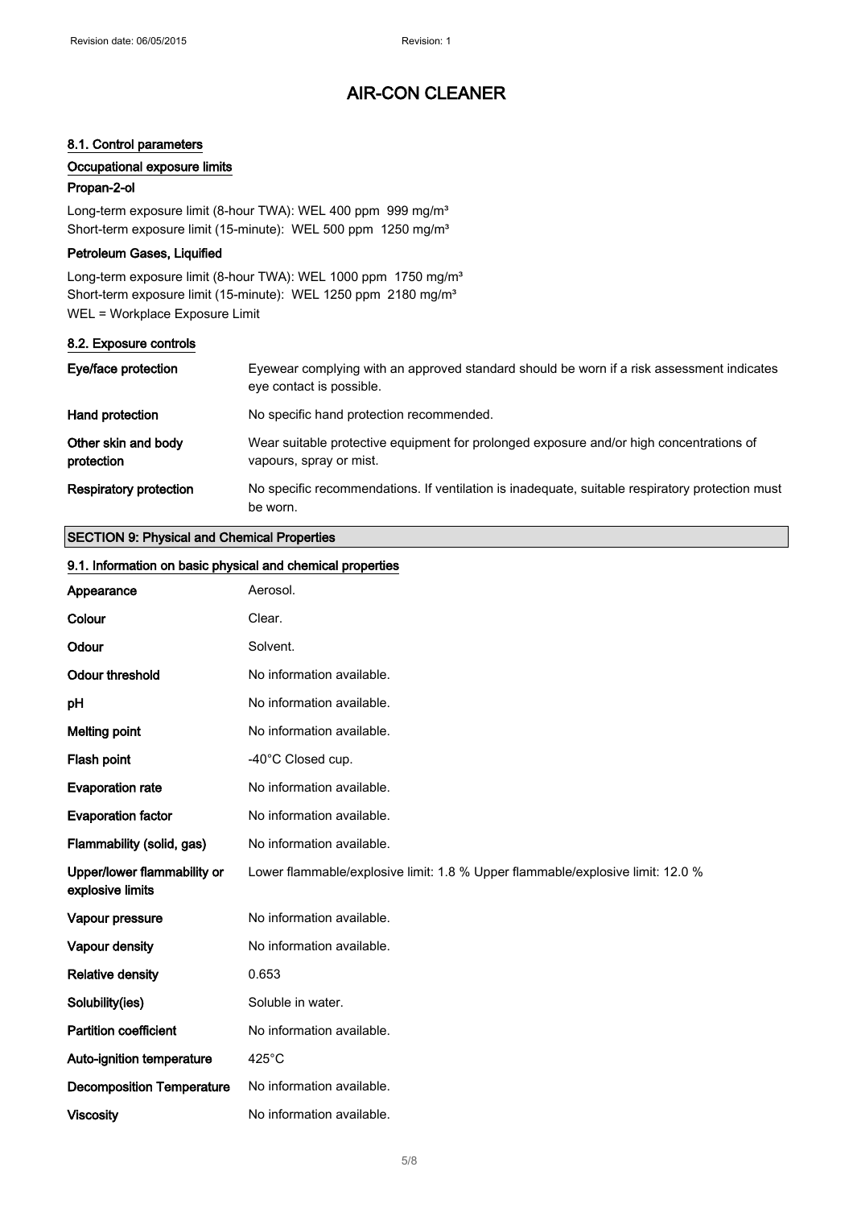# AIR-CON CLEANER

### 8.1. Control parameters

#### Occupational exposure limits

**Propan-2-ol**

Long-term exposure limit (8-hour TWA): WEL 400 ppm 999 mg/m³
Short-term exposure limit (15-minute): WEL 500 ppm 1250 mg/m³

**Petroleum Gases, Liquified**

Long-term exposure limit (8-hour TWA): WEL 1000 ppm 1750 mg/m³
Short-term exposure limit (15-minute): WEL 1250 ppm 2180 mg/m³
WEL = Workplace Exposure Limit

### 8.2. Exposure controls

| | |
|---|---|
| **Eye/face protection** | Eyewear complying with an approved standard should be worn if a risk assessment indicates eye contact is possible. |
| **Hand protection** | No specific hand protection recommended. |
| **Other skin and body protection** | Wear suitable protective equipment for prolonged exposure and/or high concentrations of vapours, spray or mist. |
| **Respiratory protection** | No specific recommendations. If ventilation is inadequate, suitable respiratory protection must be worn. |

## SECTION 9: Physical and Chemical Properties

### 9.1. Information on basic physical and chemical properties

| | |
|---|---|
| **Appearance** | Aerosol. |
| **Colour** | Clear. |
| **Odour** | Solvent. |
| **Odour threshold** | No information available. |
| **pH** | No information available. |
| **Melting point** | No information available. |
| **Flash point** | -40°C Closed cup. |
| **Evaporation rate** | No information available. |
| **Evaporation factor** | No information available. |
| **Flammability (solid, gas)** | No information available. |
| **Upper/lower flammability or explosive limits** | Lower flammable/explosive limit: 1.8 % Upper flammable/explosive limit: 12.0 % |
| **Vapour pressure** | No information available. |
| **Vapour density** | No information available. |
| **Relative density** | 0.653 |
| **Solubility(ies)** | Soluble in water. |
| **Partition coefficient** | No information available. |
| **Auto-ignition temperature** | 425°C |
| **Decomposition Temperature** | No information available. |
| **Viscosity** | No information available. |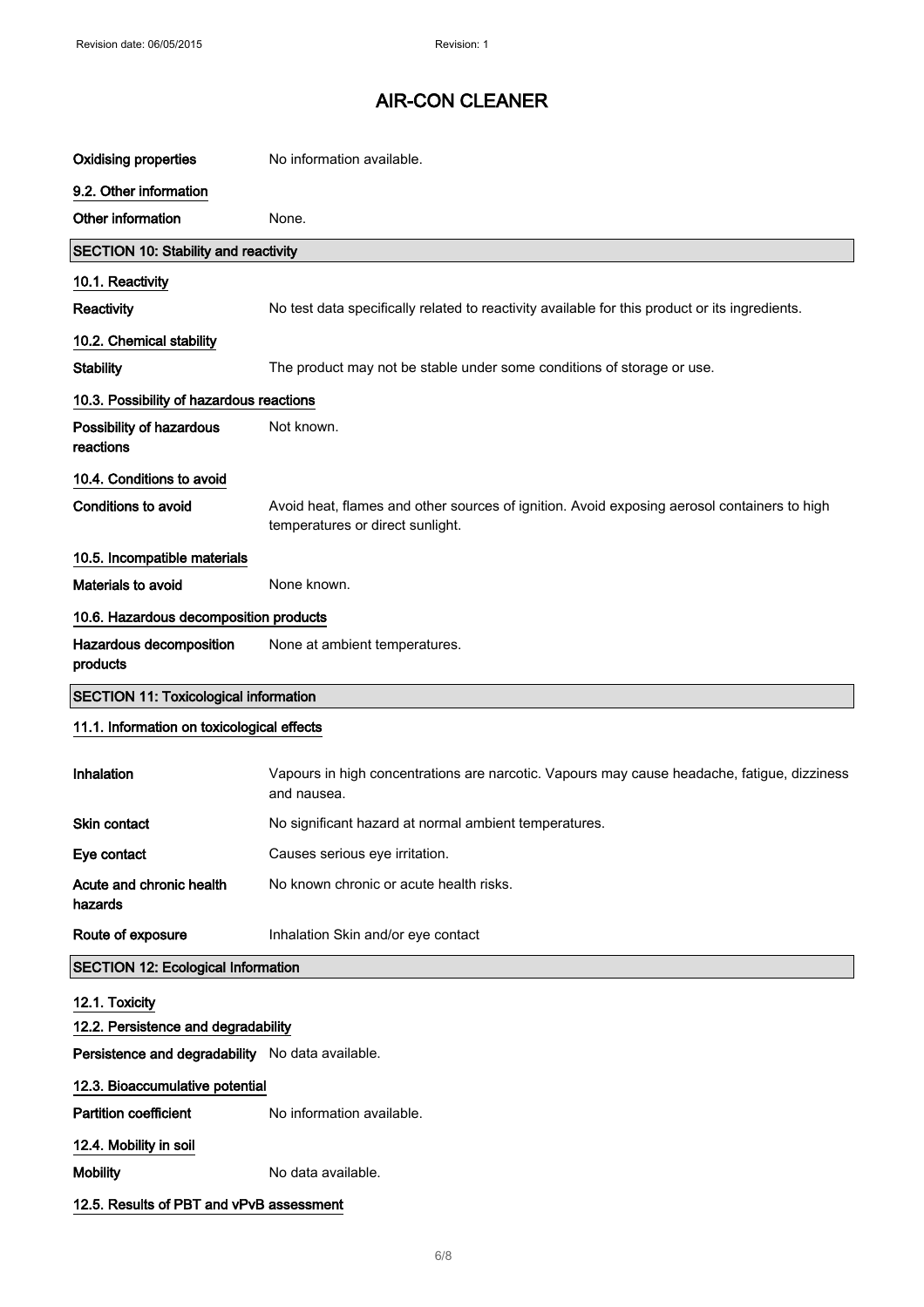# AIR-CON CLEANER

| | |
|---|---|
| **Oxidising properties** | No information available. |

### 9.2. Other information

| | |
|---|---|
| **Other information** | None. |

## SECTION 10: Stability and reactivity

### 10.1. Reactivity

| | |
|---|---|
| **Reactivity** | No test data specifically related to reactivity available for this product or its ingredients. |

### 10.2. Chemical stability

| | |
|---|---|
| **Stability** | The product may not be stable under some conditions of storage or use. |

### 10.3. Possibility of hazardous reactions

| | |
|---|---|
| **Possibility of hazardous reactions** | Not known. |

### 10.4. Conditions to avoid

| | |
|---|---|
| **Conditions to avoid** | Avoid heat, flames and other sources of ignition. Avoid exposing aerosol containers to high temperatures or direct sunlight. |

### 10.5. Incompatible materials

| | |
|---|---|
| **Materials to avoid** | None known. |

### 10.6. Hazardous decomposition products

| | |
|---|---|
| **Hazardous decomposition products** | None at ambient temperatures. |

## SECTION 11: Toxicological information

### 11.1. Information on toxicological effects

| | |
|---|---|
| **Inhalation** | Vapours in high concentrations are narcotic. Vapours may cause headache, fatigue, dizziness and nausea. |
| **Skin contact** | No significant hazard at normal ambient temperatures. |
| **Eye contact** | Causes serious eye irritation. |
| **Acute and chronic health hazards** | No known chronic or acute health risks. |
| **Route of exposure** | Inhalation Skin and/or eye contact |

## SECTION 12: Ecological Information

### 12.1. Toxicity

### 12.2. Persistence and degradability

| | |
|---|---|
| **Persistence and degradability** | No data available. |

### 12.3. Bioaccumulative potential

| | |
|---|---|
| **Partition coefficient** | No information available. |

### 12.4. Mobility in soil

| | |
|---|---|
| **Mobility** | No data available. |

### 12.5. Results of PBT and vPvB assessment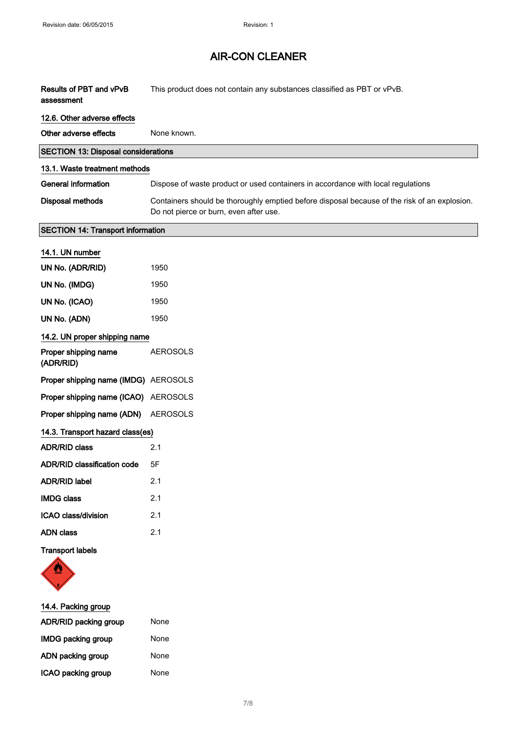# AIR-CON CLEANER

**Results of PBT and vPvB assessment** This product does not contain any substances classified as PBT or vPvB.

### 12.6. Other adverse effects

**Other adverse effects** None known.

## SECTION 13: Disposal considerations

### 13.1. Waste treatment methods

**General information** Dispose of waste product or used containers in accordance with local regulations

**Disposal methods** Containers should be thoroughly emptied before disposal because of the risk of an explosion. Do not pierce or burn, even after use.

## SECTION 14: Transport information

### 14.1. UN number

**UN No. (ADR/RID)** 1950

**UN No. (IMDG)** 1950

**UN No. (ICAO)** 1950

**UN No. (ADN)** 1950

### 14.2. UN proper shipping name

**Proper shipping name (ADR/RID)** AEROSOLS

**Proper shipping name (IMDG)** AEROSOLS

**Proper shipping name (ICAO)** AEROSOLS

**Proper shipping name (ADN)** AEROSOLS

### 14.3. Transport hazard class(es)

**ADR/RID class** 2.1

**ADR/RID classification code** 5F

**ADR/RID label** 2.1

**IMDG class** 2.1

**ICAO class/division** 2.1

**ADN class** 2.1

**Transport labels**

### 14.4. Packing group

**ADR/RID packing group** None

**IMDG packing group** None

**ADN packing group** None

**ICAO packing group** None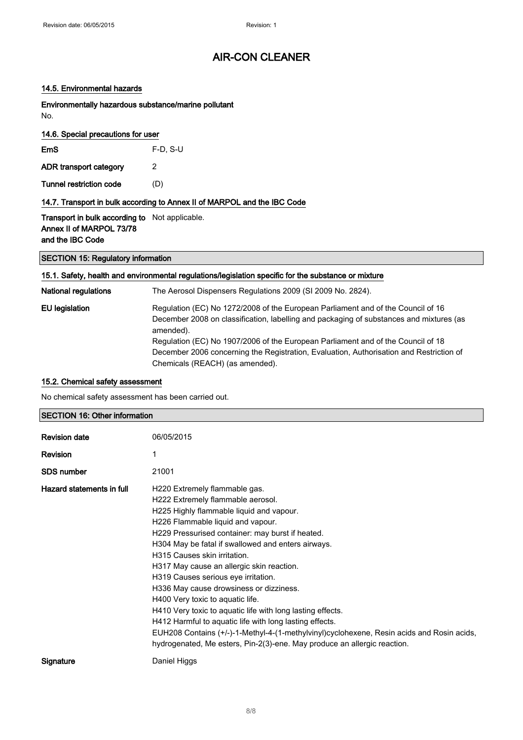# AIR-CON CLEANER

### 14.5. Environmental hazards

**Environmentally hazardous substance/marine pollutant**

No.

### 14.6. Special precautions for user

| | |
|---|---|
| **EmS** | F-D, S-U |
| **ADR transport category** | 2 |
| **Tunnel restriction code** | (D) |

### 14.7. Transport in bulk according to Annex II of MARPOL and the IBC Code

| | |
|---|---|
| **Transport in bulk according to Annex II of MARPOL 73/78 and the IBC Code** | Not applicable. |

## SECTION 15: Regulatory information

### 15.1. Safety, health and environmental regulations/legislation specific for the substance or mixture

| | |
|---|---|
| **National regulations** | The Aerosol Dispensers Regulations 2009 (SI 2009 No. 2824). |
| **EU legislation** | Regulation (EC) No 1272/2008 of the European Parliament and of the Council of 16 December 2008 on classification, labelling and packaging of substances and mixtures (as amended).<br>Regulation (EC) No 1907/2006 of the European Parliament and of the Council of 18 December 2006 concerning the Registration, Evaluation, Authorisation and Restriction of Chemicals (REACH) (as amended). |

### 15.2. Chemical safety assessment

No chemical safety assessment has been carried out.

## SECTION 16: Other information

| | |
|---|---|
| **Revision date** | 06/05/2015 |
| **Revision** | 1 |
| **SDS number** | 21001 |
| **Hazard statements in full** | H220 Extremely flammable gas.<br>H222 Extremely flammable aerosol.<br>H225 Highly flammable liquid and vapour.<br>H226 Flammable liquid and vapour.<br>H229 Pressurised container: may burst if heated.<br>H304 May be fatal if swallowed and enters airways.<br>H315 Causes skin irritation.<br>H317 May cause an allergic skin reaction.<br>H319 Causes serious eye irritation.<br>H336 May cause drowsiness or dizziness.<br>H400 Very toxic to aquatic life.<br>H410 Very toxic to aquatic life with long lasting effects.<br>H412 Harmful to aquatic life with long lasting effects.<br>EUH208 Contains (+/-)-1-Methyl-4-(1-methylvinyl)cyclohexene, Resin acids and Rosin acids, hydrogenated, Me esters, Pin-2(3)-ene. May produce an allergic reaction. |
| **Signature** | Daniel Higgs |